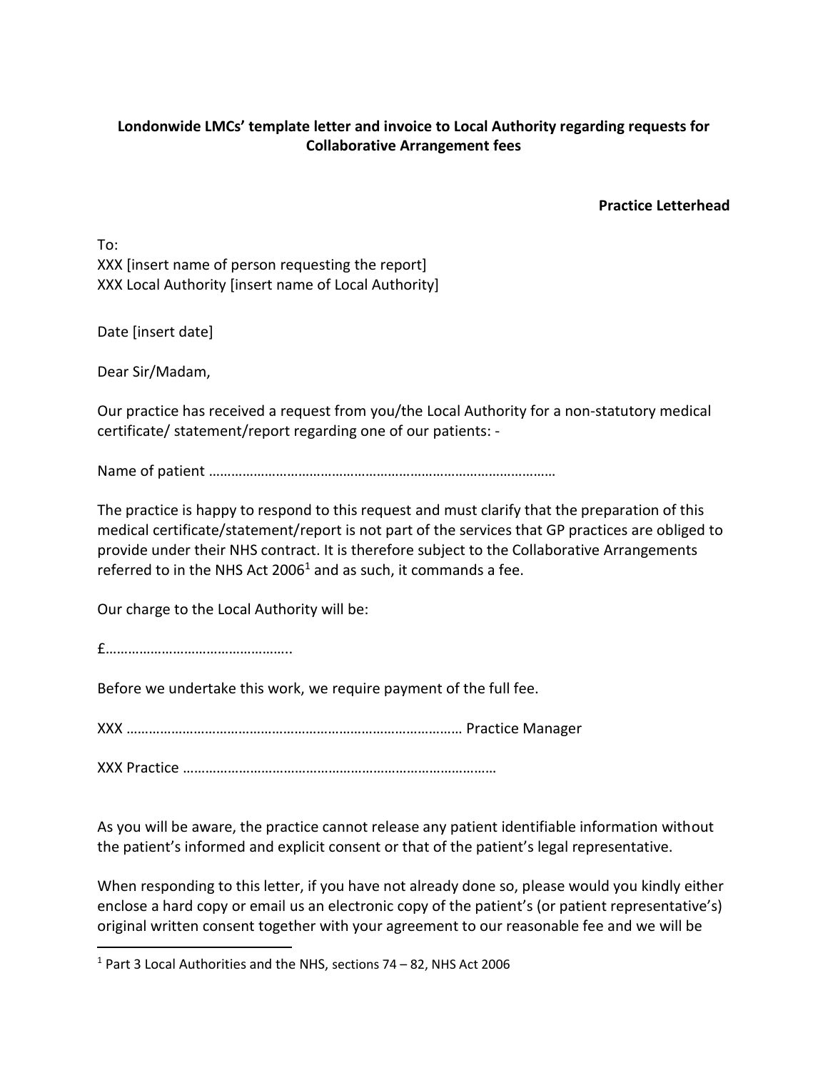**Londonwide LMCs' template letter and invoice to Local Authority regarding requests for Collaborative Arrangement fees**

**Practice Letterhead**

To:
XXX [insert name of person requesting the report]
XXX Local Authority [insert name of Local Authority]

Date [insert date]

Dear Sir/Madam,

Our practice has received a request from you/the Local Authority for a non-statutory medical certificate/ statement/report regarding one of our patients: -

Name of patient ………………………………………………………………………………

The practice is happy to respond to this request and must clarify that the preparation of this medical certificate/statement/report is not part of the services that GP practices are obliged to provide under their NHS contract. It is therefore subject to the Collaborative Arrangements referred to in the NHS Act 2006[1] and as such, it commands a fee.

Our charge to the Local Authority will be:

£…………………………………………..

Before we undertake this work, we require payment of the full fee.

XXX ……………………………………………………………………………. Practice Manager

XXX Practice …………………………………………………………………………

As you will be aware, the practice cannot release any patient identifiable information without the patient's informed and explicit consent or that of the patient's legal representative.

When responding to this letter, if you have not already done so, please would you kindly either enclose a hard copy or email us an electronic copy of the patient's (or patient representative's) original written consent together with your agreement to our reasonable fee and we will be

[1] Part 3 Local Authorities and the NHS, sections 74 – 82, NHS Act 2006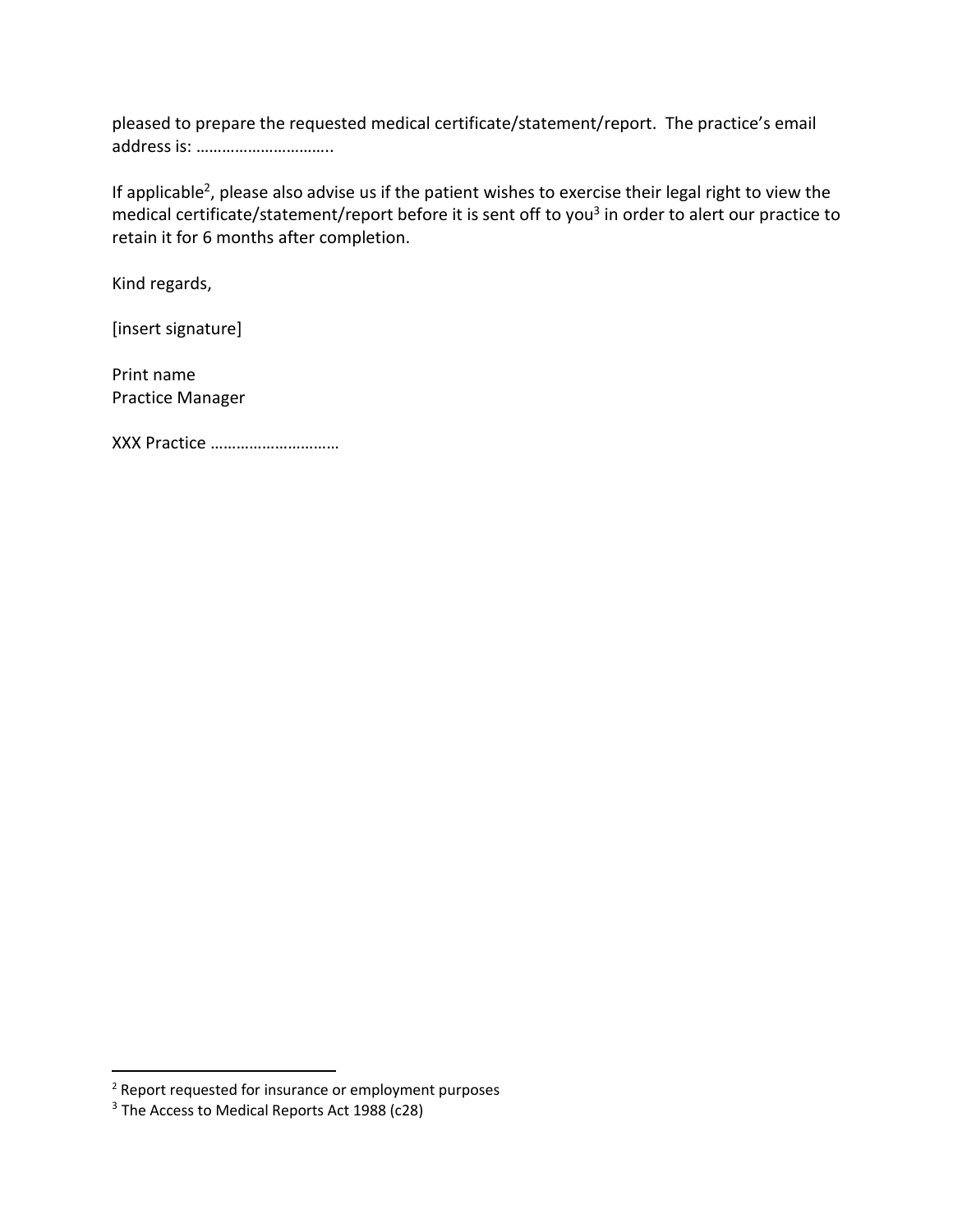pleased to prepare the requested medical certificate/statement/report. The practice's email address is: …………………………..

If applicable[2], please also advise us if the patient wishes to exercise their legal right to view the medical certificate/statement/report before it is sent off to you[3] in order to alert our practice to retain it for 6 months after completion.

Kind regards,

[insert signature]

Print name
Practice Manager

XXX Practice ………………………..

---

[2] Report requested for insurance or employment purposes

[3] The Access to Medical Reports Act 1988 (c28)